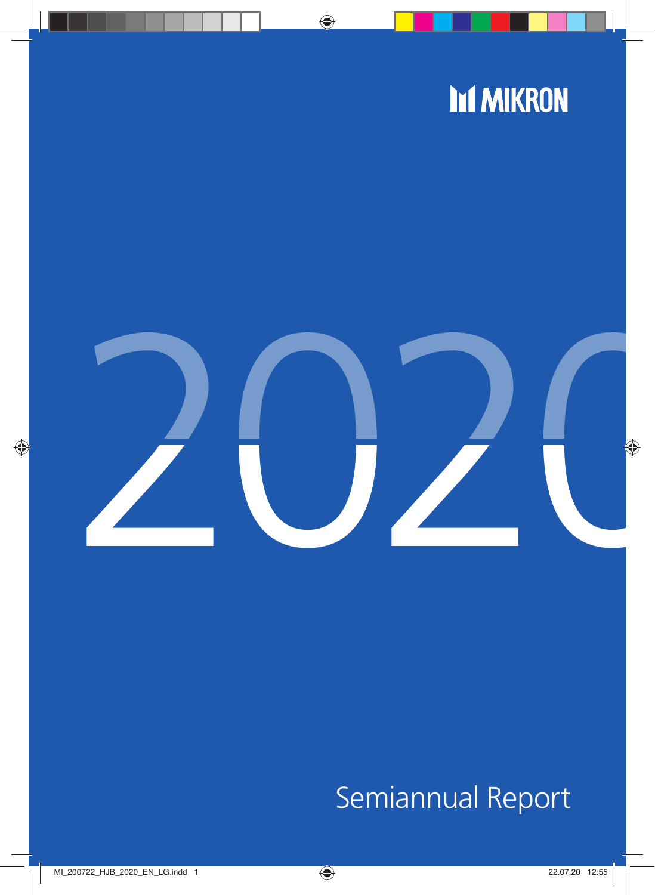# MIKRON

# 2020

Semiannual Report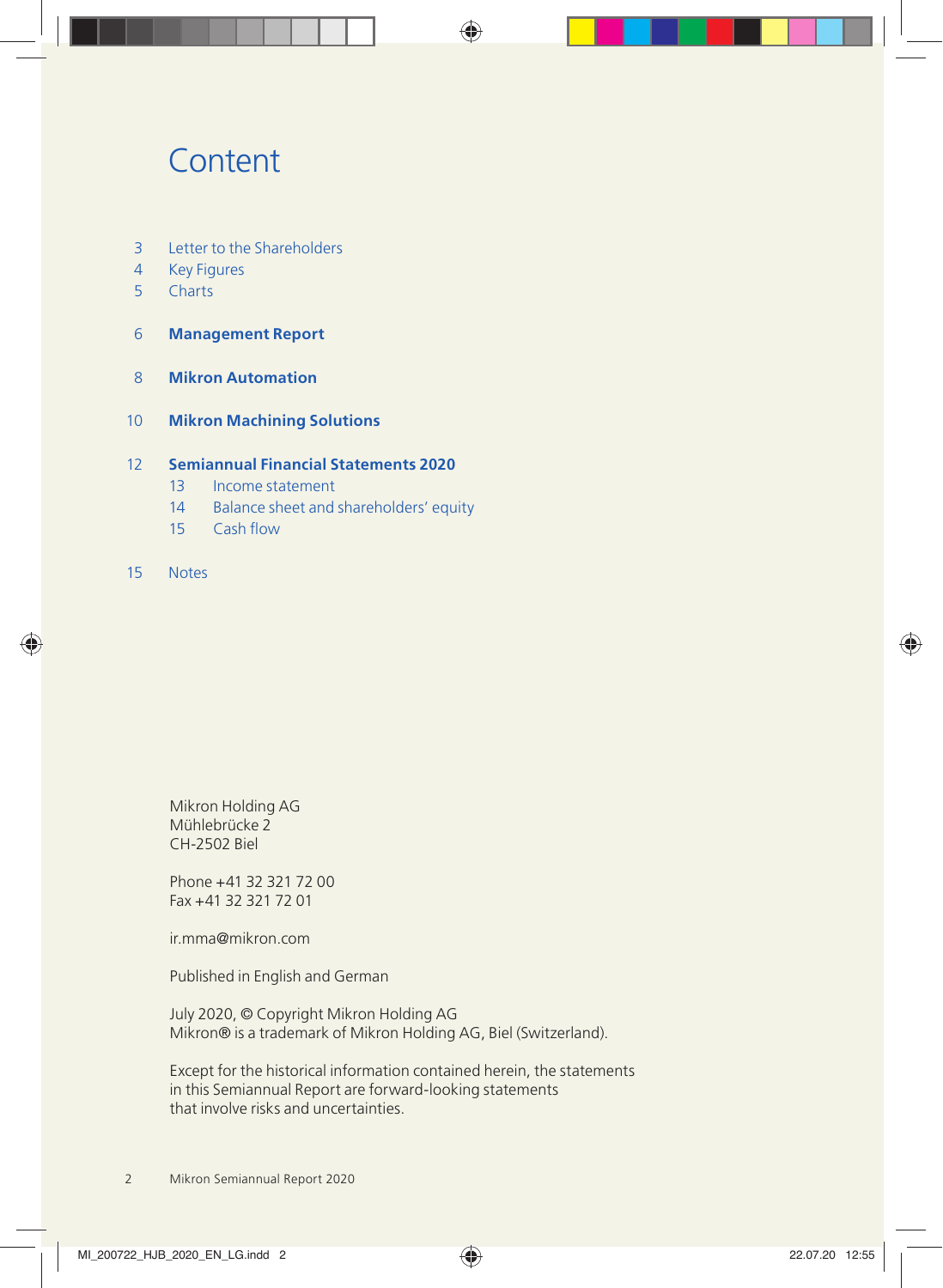# Content

3 Letter to the Shareholders
4 Key Figures
5 Charts

6 **Management Report**

8 **Mikron Automation**

10 **Mikron Machining Solutions**

12 **Semiannual Financial Statements 2020**
- 13 Income statement
- 14 Balance sheet and shareholders' equity
- 15 Cash flow

15 Notes

Mikron Holding AG
Mühlebrücke 2
CH-2502 Biel

Phone +41 32 321 72 00
Fax +41 32 321 72 01

ir.mma@mikron.com

Published in English and German

July 2020, © Copyright Mikron Holding AG
Mikron® is a trademark of Mikron Holding AG, Biel (Switzerland).

Except for the historical information contained herein, the statements in this Semiannual Report are forward-looking statements that involve risks and uncertainties.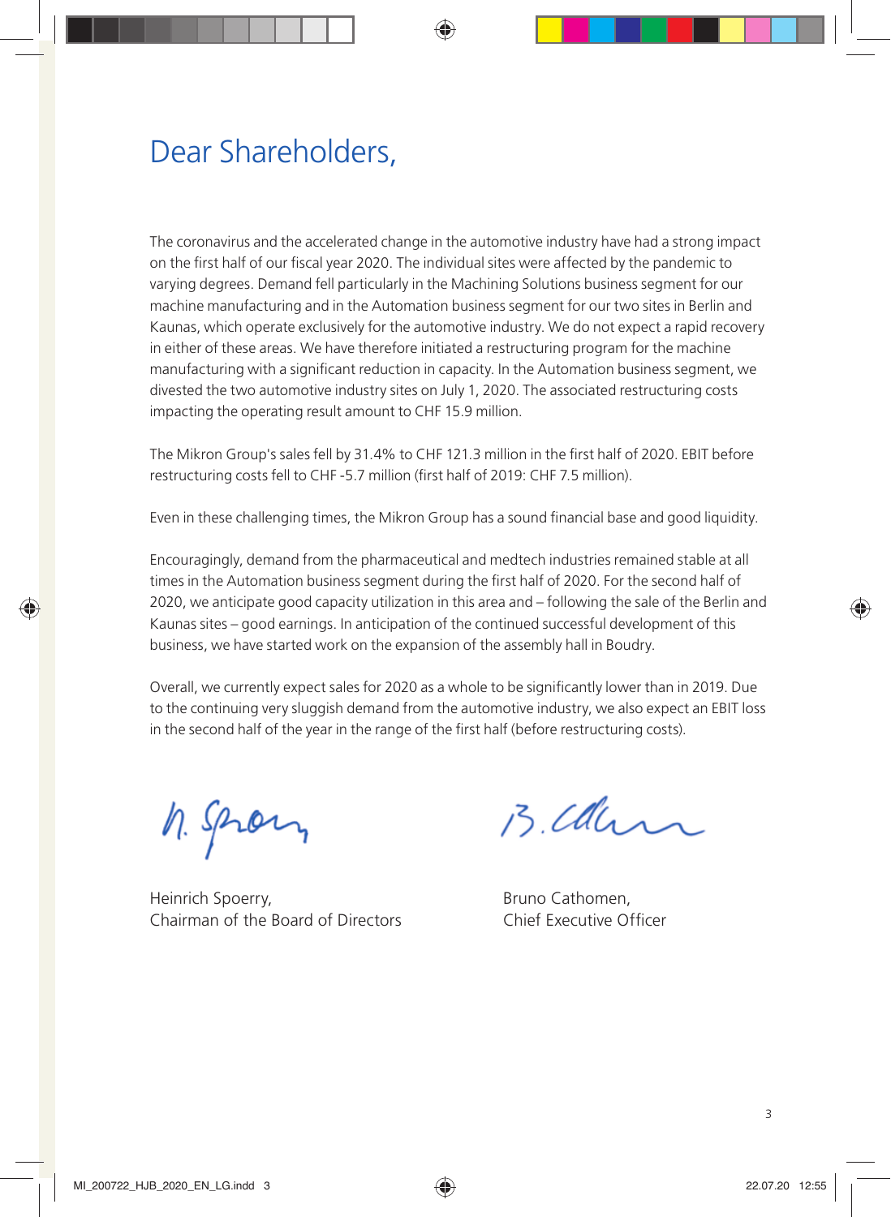# Dear Shareholders,

The coronavirus and the accelerated change in the automotive industry have had a strong impact on the first half of our fiscal year 2020. The individual sites were affected by the pandemic to varying degrees. Demand fell particularly in the Machining Solutions business segment for our machine manufacturing and in the Automation business segment for our two sites in Berlin and Kaunas, which operate exclusively for the automotive industry. We do not expect a rapid recovery in either of these areas. We have therefore initiated a restructuring program for the machine manufacturing with a significant reduction in capacity. In the Automation business segment, we divested the two automotive industry sites on July 1, 2020. The associated restructuring costs impacting the operating result amount to CHF 15.9 million.

The Mikron Group's sales fell by 31.4% to CHF 121.3 million in the first half of 2020. EBIT before restructuring costs fell to CHF -5.7 million (first half of 2019: CHF 7.5 million).

Even in these challenging times, the Mikron Group has a sound financial base and good liquidity.

Encouragingly, demand from the pharmaceutical and medtech industries remained stable at all times in the Automation business segment during the first half of 2020. For the second half of 2020, we anticipate good capacity utilization in this area and – following the sale of the Berlin and Kaunas sites – good earnings. In anticipation of the continued successful development of this business, we have started work on the expansion of the assembly hall in Boudry.

Overall, we currently expect sales for 2020 as a whole to be significantly lower than in 2019. Due to the continuing very sluggish demand from the automotive industry, we also expect an EBIT loss in the second half of the year in the range of the first half (before restructuring costs).

Heinrich Spoerry,
Chairman of the Board of Directors

Bruno Cathomen,
Chief Executive Officer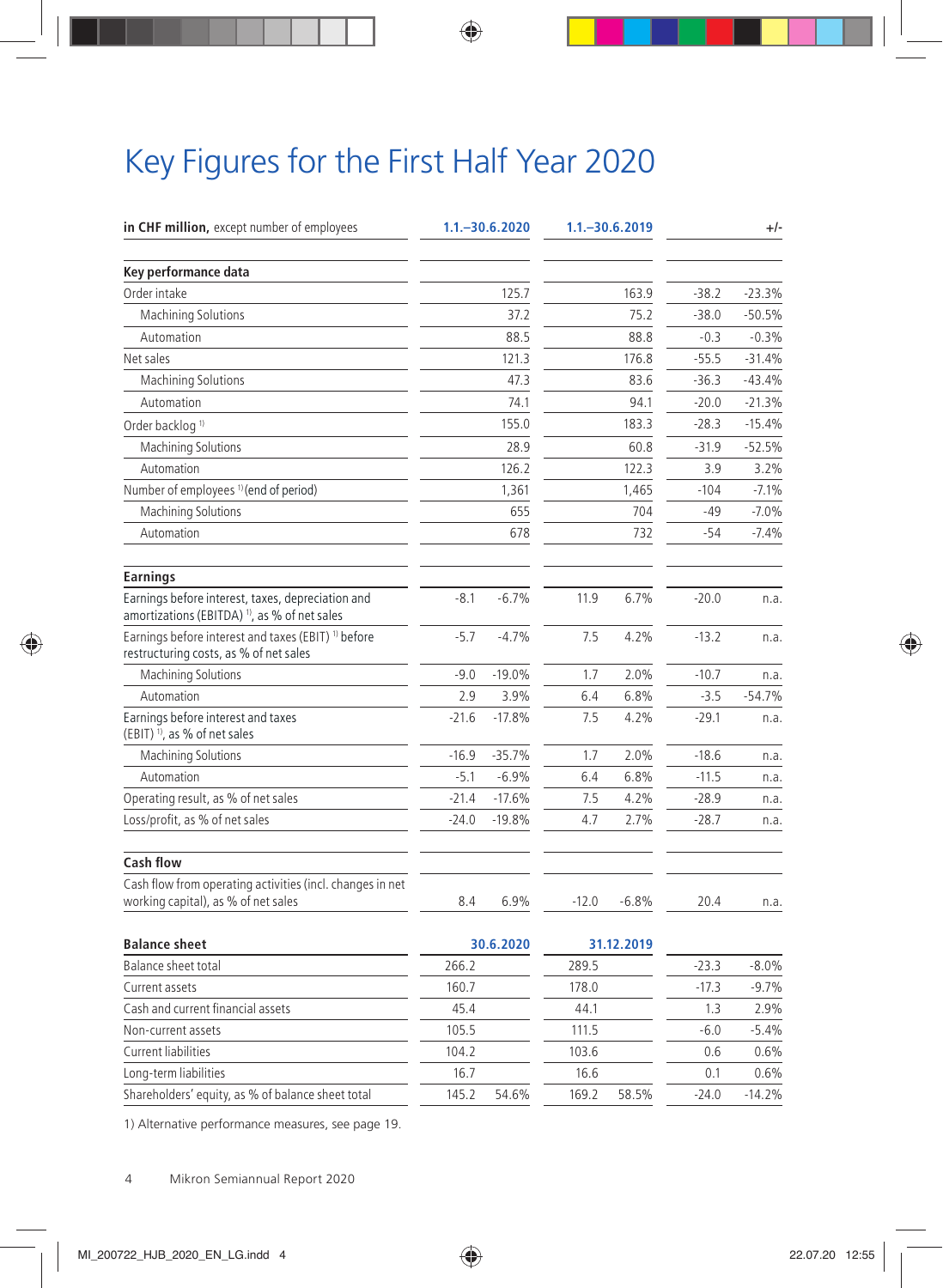# Key Figures for the First Half Year 2020

| **in CHF million,** except number of employees | 1.1.–30.6.2020 | | 1.1.–30.6.2019 | | +/- | |
|---|---|---|---|---|---|---|
| **Key performance data** | | | | | | |
| Order intake | | 125.7 | | 163.9 | -38.2 | -23.3% |
| Machining Solutions | | 37.2 | | 75.2 | -38.0 | -50.5% |
| Automation | | 88.5 | | 88.8 | -0.3 | -0.3% |
| Net sales | | 121.3 | | 176.8 | -55.5 | -31.4% |
| Machining Solutions | | 47.3 | | 83.6 | -36.3 | -43.4% |
| Automation | | 74.1 | | 94.1 | -20.0 | -21.3% |
| Order backlog [1] | | 155.0 | | 183.3 | -28.3 | -15.4% |
| Machining Solutions | | 28.9 | | 60.8 | -31.9 | -52.5% |
| Automation | | 126.2 | | 122.3 | 3.9 | 3.2% |
| Number of employees [1] (end of period) | | 1,361 | | 1,465 | -104 | -7.1% |
| Machining Solutions | | 655 | | 704 | -49 | -7.0% |
| Automation | | 678 | | 732 | -54 | -7.4% |
| **Earnings** | | | | | | |
| Earnings before interest, taxes, depreciation and amortizations (EBITDA) [1], as % of net sales | -8.1 | -6.7% | 11.9 | 6.7% | -20.0 | n.a. |
| Earnings before interest and taxes (EBIT) [1] before restructuring costs, as % of net sales | -5.7 | -4.7% | 7.5 | 4.2% | -13.2 | n.a. |
| Machining Solutions | -9.0 | -19.0% | 1.7 | 2.0% | -10.7 | n.a. |
| Automation | 2.9 | 3.9% | 6.4 | 6.8% | -3.5 | -54.7% |
| Earnings before interest and taxes (EBIT) [1], as % of net sales | -21.6 | -17.8% | 7.5 | 4.2% | -29.1 | n.a. |
| Machining Solutions | -16.9 | -35.7% | 1.7 | 2.0% | -18.6 | n.a. |
| Automation | -5.1 | -6.9% | 6.4 | 6.8% | -11.5 | n.a. |
| Operating result, as % of net sales | -21.4 | -17.6% | 7.5 | 4.2% | -28.9 | n.a. |
| Loss/profit, as % of net sales | -24.0 | -19.8% | 4.7 | 2.7% | -28.7 | n.a. |
| **Cash flow** | | | | | | |
| Cash flow from operating activities (incl. changes in net working capital), as % of net sales | 8.4 | 6.9% | -12.0 | -6.8% | 20.4 | n.a. |
| **Balance sheet** | 30.6.2020 | | 31.12.2019 | | | |
| Balance sheet total | 266.2 | | 289.5 | | -23.3 | -8.0% |
| Current assets | 160.7 | | 178.0 | | -17.3 | -9.7% |
| Cash and current financial assets | 45.4 | | 44.1 | | 1.3 | 2.9% |
| Non-current assets | 105.5 | | 111.5 | | -6.0 | -5.4% |
| Current liabilities | 104.2 | | 103.6 | | 0.6 | 0.6% |
| Long-term liabilities | 16.7 | | 16.6 | | 0.1 | 0.6% |
| Shareholders' equity, as % of balance sheet total | 145.2 | 54.6% | 169.2 | 58.5% | -24.0 | -14.2% |

1) Alternative performance measures, see page 19.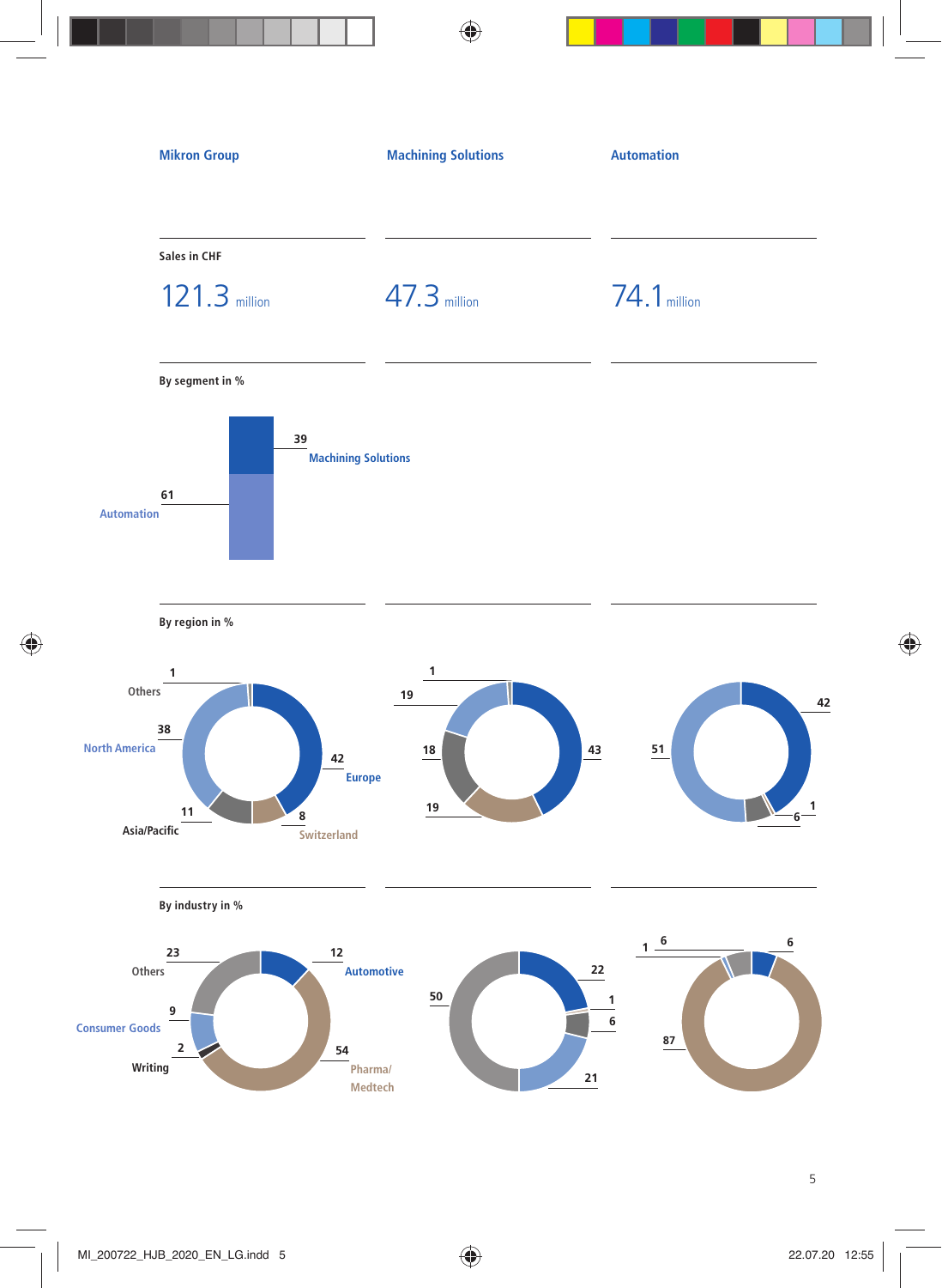| | Mikron Group | Machining Solutions | Automation |
|---|---|---|---|
| **Sales in CHF** | 121.3 million | 47.3 million | 74.1 million |

**By segment in %**

| Segment | % |
|---|---|
| Machining Solutions | 39 |
| Automation | 61 |

**By region in %**

| Region | Mikron Group | Machining Solutions | Automation |
|---|---|---|---|
| Europe | 42 | 43 | 42 |
| Switzerland | 8 | 19 | 1 |
| Asia/Pacific | 11 | 18 | 6 |
| North America | 38 | 19 | 51 |
| Others | 1 | 1 | |

**By industry in %**

| Industry | Mikron Group | Machining Solutions | Automation |
|---|---|---|---|
| Automotive | 12 | 22 | 6 |
| Pharma/Medtech | 54 | | 87 |
| Writing | 2 | 1 | |
| Consumer Goods | 9 | 21 | 1 |
| Others | 23 | 50 | 6 |
| | | 6 | |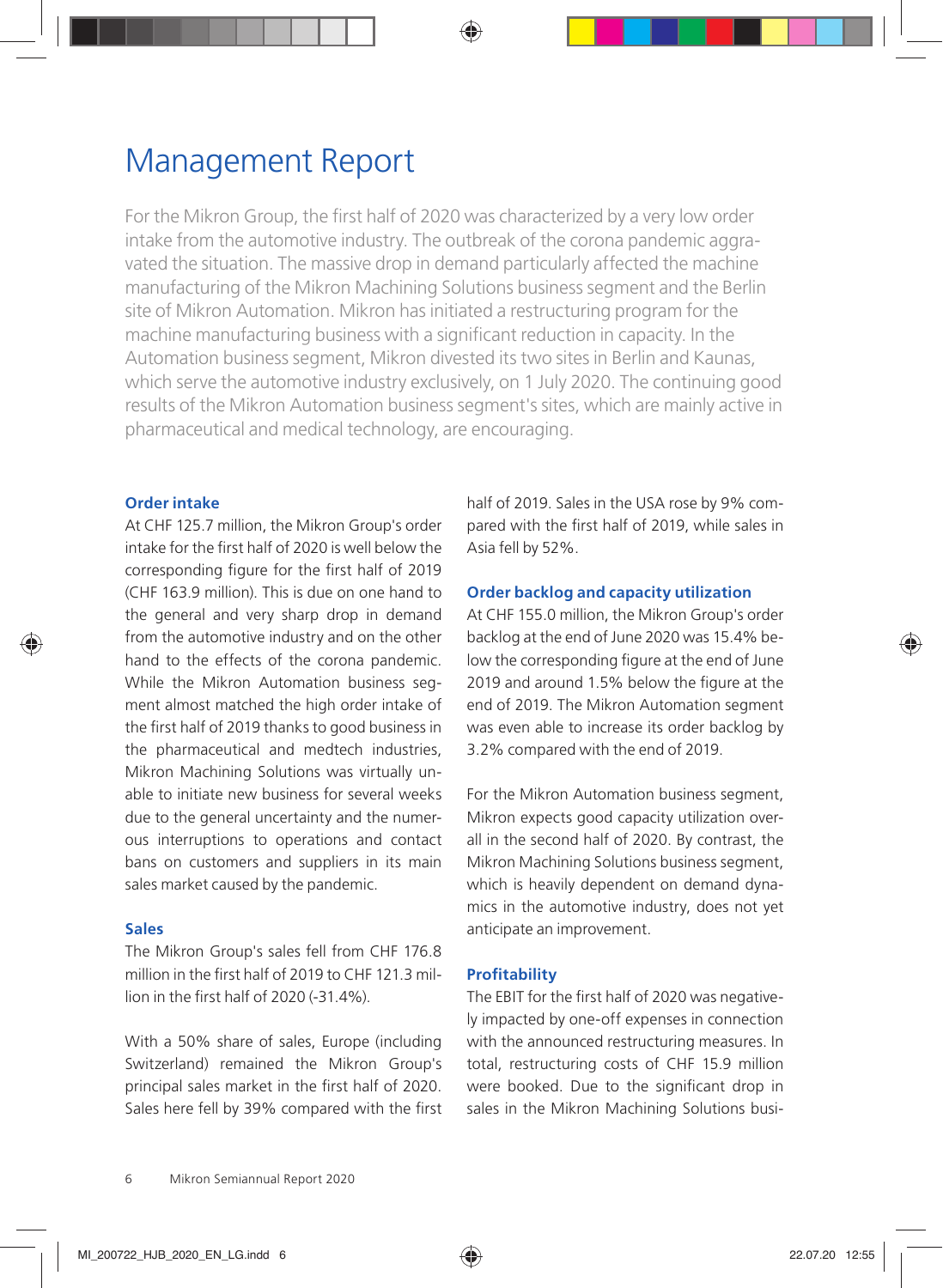# Management Report

For the Mikron Group, the first half of 2020 was characterized by a very low order intake from the automotive industry. The outbreak of the corona pandemic aggravated the situation. The massive drop in demand particularly affected the machine manufacturing of the Mikron Machining Solutions business segment and the Berlin site of Mikron Automation. Mikron has initiated a restructuring program for the machine manufacturing business with a significant reduction in capacity. In the Automation business segment, Mikron divested its two sites in Berlin and Kaunas, which serve the automotive industry exclusively, on 1 July 2020. The continuing good results of the Mikron Automation business segment's sites, which are mainly active in pharmaceutical and medical technology, are encouraging.

### Order intake

At CHF 125.7 million, the Mikron Group's order intake for the first half of 2020 is well below the corresponding figure for the first half of 2019 (CHF 163.9 million). This is due on one hand to the general and very sharp drop in demand from the automotive industry and on the other hand to the effects of the corona pandemic. While the Mikron Automation business segment almost matched the high order intake of the first half of 2019 thanks to good business in the pharmaceutical and medtech industries, Mikron Machining Solutions was virtually unable to initiate new business for several weeks due to the general uncertainty and the numerous interruptions to operations and contact bans on customers and suppliers in its main sales market caused by the pandemic.

### Sales

The Mikron Group's sales fell from CHF 176.8 million in the first half of 2019 to CHF 121.3 million in the first half of 2020 (-31.4%).

With a 50% share of sales, Europe (including Switzerland) remained the Mikron Group's principal sales market in the first half of 2020. Sales here fell by 39% compared with the first half of 2019. Sales in the USA rose by 9% compared with the first half of 2019, while sales in Asia fell by 52%.

### Order backlog and capacity utilization

At CHF 155.0 million, the Mikron Group's order backlog at the end of June 2020 was 15.4% below the corresponding figure at the end of June 2019 and around 1.5% below the figure at the end of 2019. The Mikron Automation segment was even able to increase its order backlog by 3.2% compared with the end of 2019.

For the Mikron Automation business segment, Mikron expects good capacity utilization overall in the second half of 2020. By contrast, the Mikron Machining Solutions business segment, which is heavily dependent on demand dynamics in the automotive industry, does not yet anticipate an improvement.

### Profitability

The EBIT for the first half of 2020 was negatively impacted by one-off expenses in connection with the announced restructuring measures. In total, restructuring costs of CHF 15.9 million were booked. Due to the significant drop in sales in the Mikron Machining Solutions busi-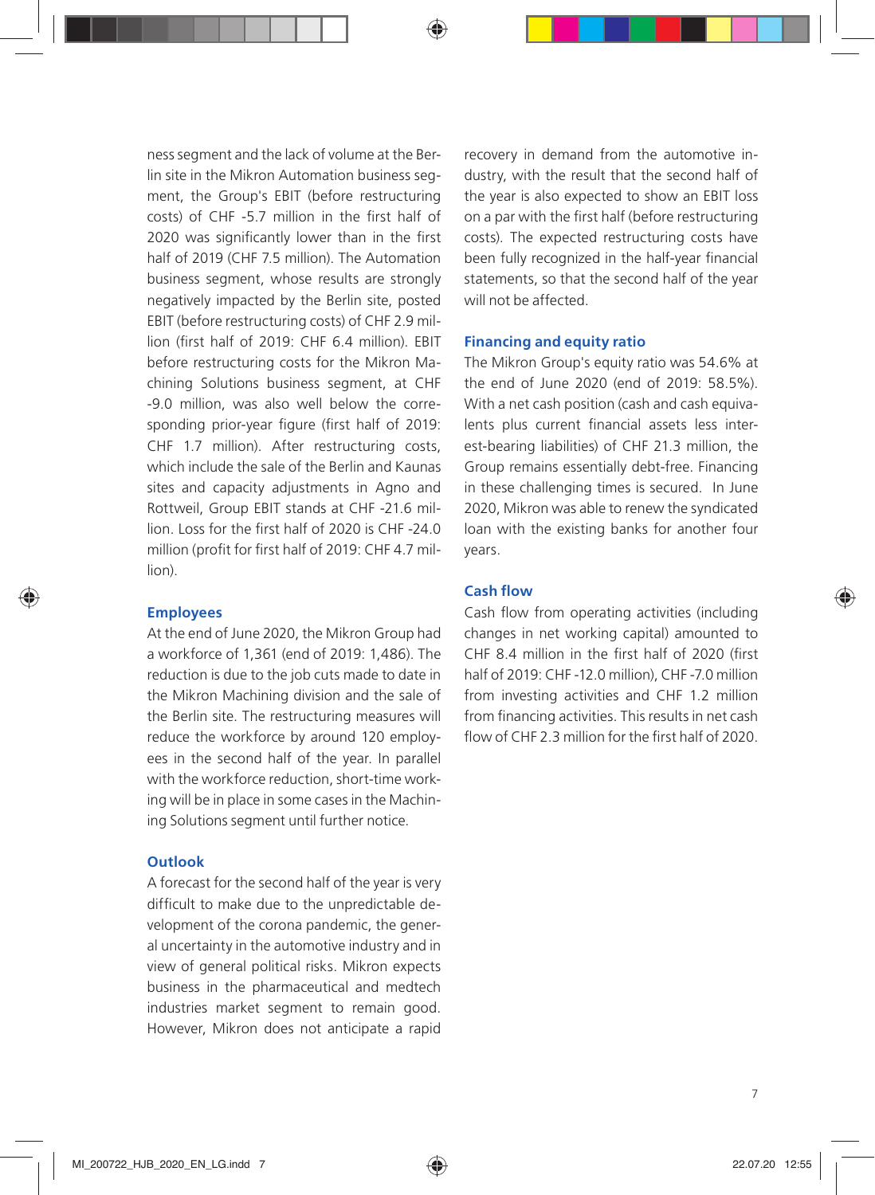ness segment and the lack of volume at the Berlin site in the Mikron Automation business segment, the Group's EBIT (before restructuring costs) of CHF -5.7 million in the first half of 2020 was significantly lower than in the first half of 2019 (CHF 7.5 million). The Automation business segment, whose results are strongly negatively impacted by the Berlin site, posted EBIT (before restructuring costs) of CHF 2.9 million (first half of 2019: CHF 6.4 million). EBIT before restructuring costs for the Mikron Machining Solutions business segment, at CHF -9.0 million, was also well below the corresponding prior-year figure (first half of 2019: CHF 1.7 million). After restructuring costs, which include the sale of the Berlin and Kaunas sites and capacity adjustments in Agno and Rottweil, Group EBIT stands at CHF -21.6 million. Loss for the first half of 2020 is CHF -24.0 million (profit for first half of 2019: CHF 4.7 million).

### Employees

At the end of June 2020, the Mikron Group had a workforce of 1,361 (end of 2019: 1,486). The reduction is due to the job cuts made to date in the Mikron Machining division and the sale of the Berlin site. The restructuring measures will reduce the workforce by around 120 employees in the second half of the year. In parallel with the workforce reduction, short-time working will be in place in some cases in the Machining Solutions segment until further notice.

### Outlook

A forecast for the second half of the year is very difficult to make due to the unpredictable development of the corona pandemic, the general uncertainty in the automotive industry and in view of general political risks. Mikron expects business in the pharmaceutical and medtech industries market segment to remain good. However, Mikron does not anticipate a rapid recovery in demand from the automotive industry, with the result that the second half of the year is also expected to show an EBIT loss on a par with the first half (before restructuring costs). The expected restructuring costs have been fully recognized in the half-year financial statements, so that the second half of the year will not be affected.

### Financing and equity ratio

The Mikron Group's equity ratio was 54.6% at the end of June 2020 (end of 2019: 58.5%). With a net cash position (cash and cash equivalents plus current financial assets less interest-bearing liabilities) of CHF 21.3 million, the Group remains essentially debt-free. Financing in these challenging times is secured. In June 2020, Mikron was able to renew the syndicated loan with the existing banks for another four years.

### Cash flow

Cash flow from operating activities (including changes in net working capital) amounted to CHF 8.4 million in the first half of 2020 (first half of 2019: CHF -12.0 million), CHF -7.0 million from investing activities and CHF 1.2 million from financing activities. This results in net cash flow of CHF 2.3 million for the first half of 2020.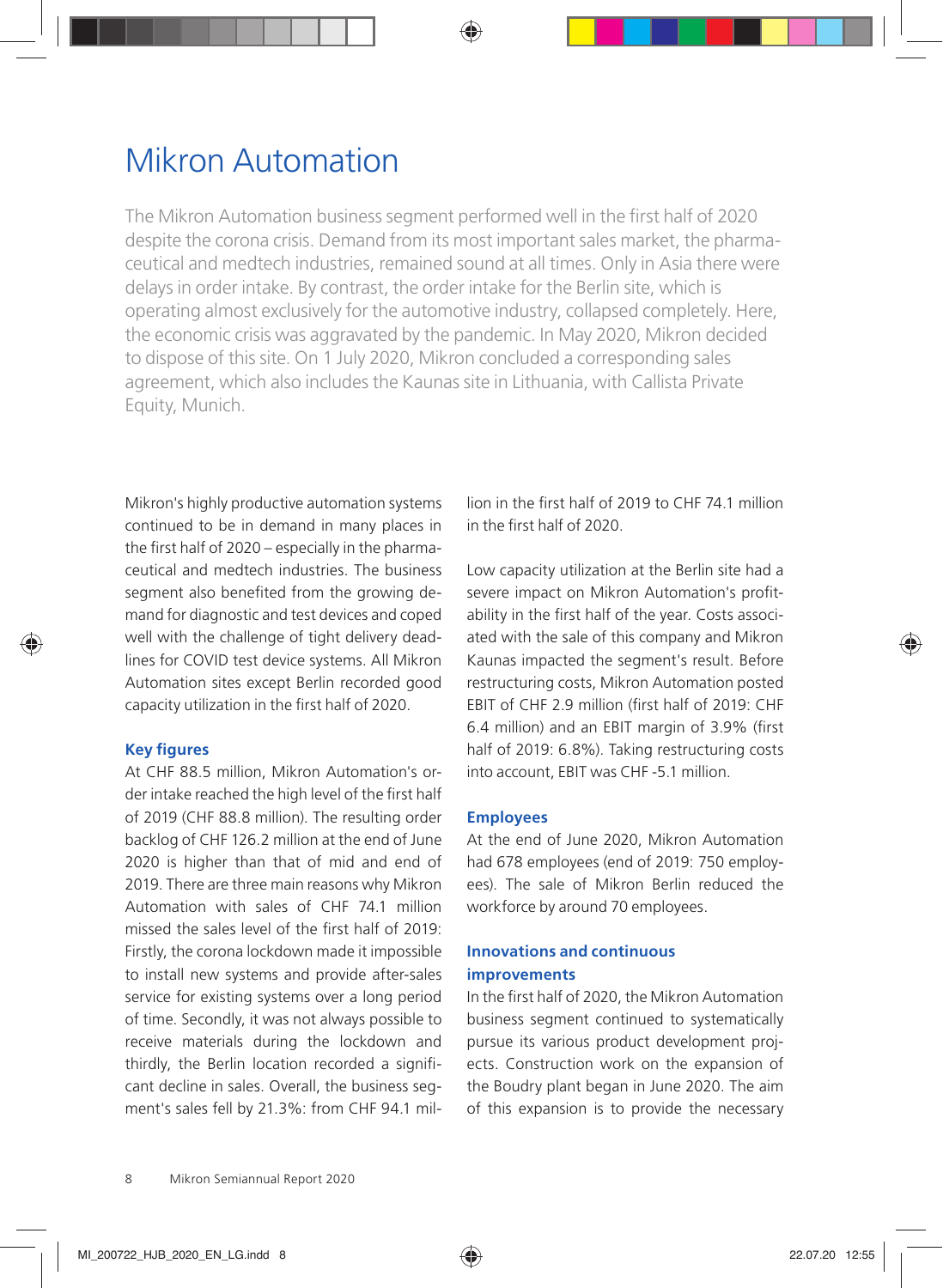# Mikron Automation

The Mikron Automation business segment performed well in the first half of 2020 despite the corona crisis. Demand from its most important sales market, the pharmaceutical and medtech industries, remained sound at all times. Only in Asia there were delays in order intake. By contrast, the order intake for the Berlin site, which is operating almost exclusively for the automotive industry, collapsed completely. Here, the economic crisis was aggravated by the pandemic. In May 2020, Mikron decided to dispose of this site. On 1 July 2020, Mikron concluded a corresponding sales agreement, which also includes the Kaunas site in Lithuania, with Callista Private Equity, Munich.

Mikron's highly productive automation systems continued to be in demand in many places in the first half of 2020 – especially in the pharmaceutical and medtech industries. The business segment also benefited from the growing demand for diagnostic and test devices and coped well with the challenge of tight delivery deadlines for COVID test device systems. All Mikron Automation sites except Berlin recorded good capacity utilization in the first half of 2020.

### Key figures

At CHF 88.5 million, Mikron Automation's order intake reached the high level of the first half of 2019 (CHF 88.8 million). The resulting order backlog of CHF 126.2 million at the end of June 2020 is higher than that of mid and end of 2019. There are three main reasons why Mikron Automation with sales of CHF 74.1 million missed the sales level of the first half of 2019: Firstly, the corona lockdown made it impossible to install new systems and provide after-sales service for existing systems over a long period of time. Secondly, it was not always possible to receive materials during the lockdown and thirdly, the Berlin location recorded a significant decline in sales. Overall, the business segment's sales fell by 21.3%: from CHF 94.1 million in the first half of 2019 to CHF 74.1 million in the first half of 2020.

Low capacity utilization at the Berlin site had a severe impact on Mikron Automation's profitability in the first half of the year. Costs associated with the sale of this company and Mikron Kaunas impacted the segment's result. Before restructuring costs, Mikron Automation posted EBIT of CHF 2.9 million (first half of 2019: CHF 6.4 million) and an EBIT margin of 3.9% (first half of 2019: 6.8%). Taking restructuring costs into account, EBIT was CHF -5.1 million.

### Employees

At the end of June 2020, Mikron Automation had 678 employees (end of 2019: 750 employees). The sale of Mikron Berlin reduced the workforce by around 70 employees.

### Innovations and continuous improvements

In the first half of 2020, the Mikron Automation business segment continued to systematically pursue its various product development projects. Construction work on the expansion of the Boudry plant began in June 2020. The aim of this expansion is to provide the necessary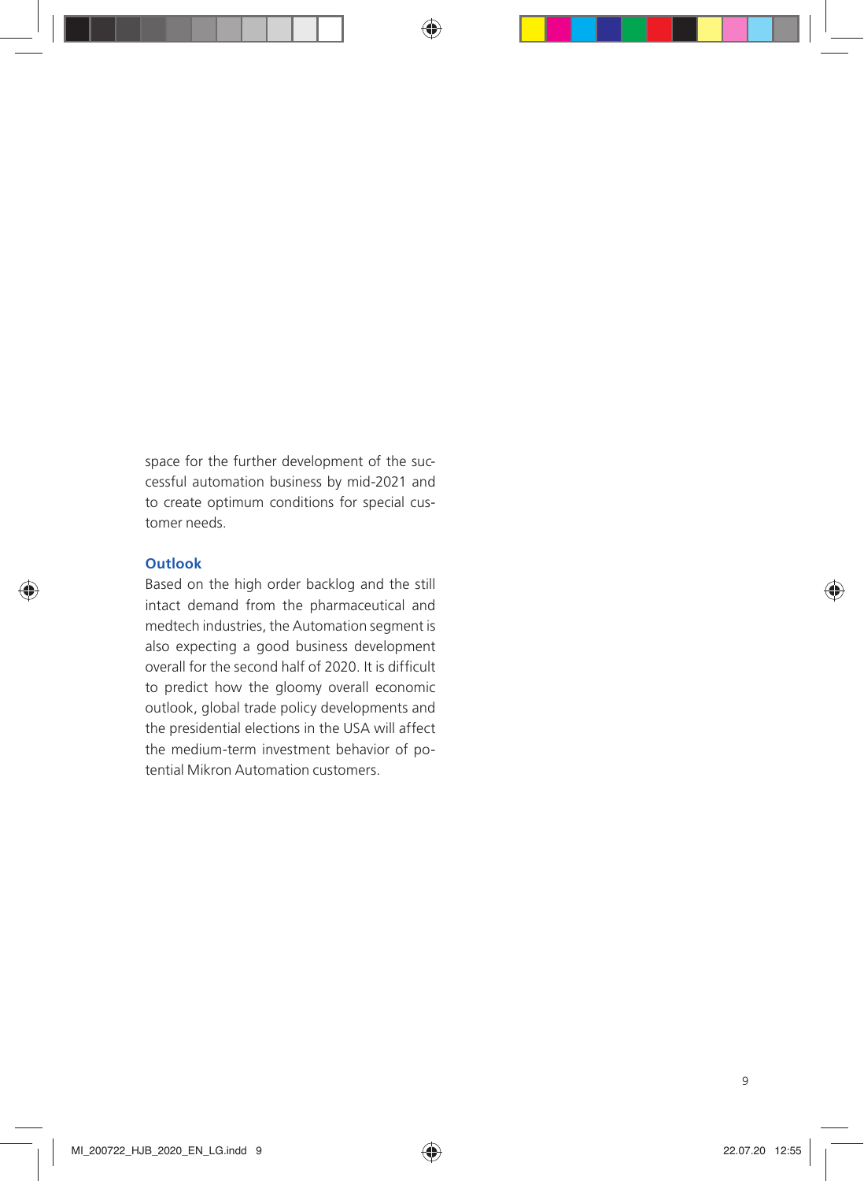space for the further development of the successful automation business by mid-2021 and to create optimum conditions for special customer needs.

### Outlook

Based on the high order backlog and the still intact demand from the pharmaceutical and medtech industries, the Automation segment is also expecting a good business development overall for the second half of 2020. It is difficult to predict how the gloomy overall economic outlook, global trade policy developments and the presidential elections in the USA will affect the medium-term investment behavior of potential Mikron Automation customers.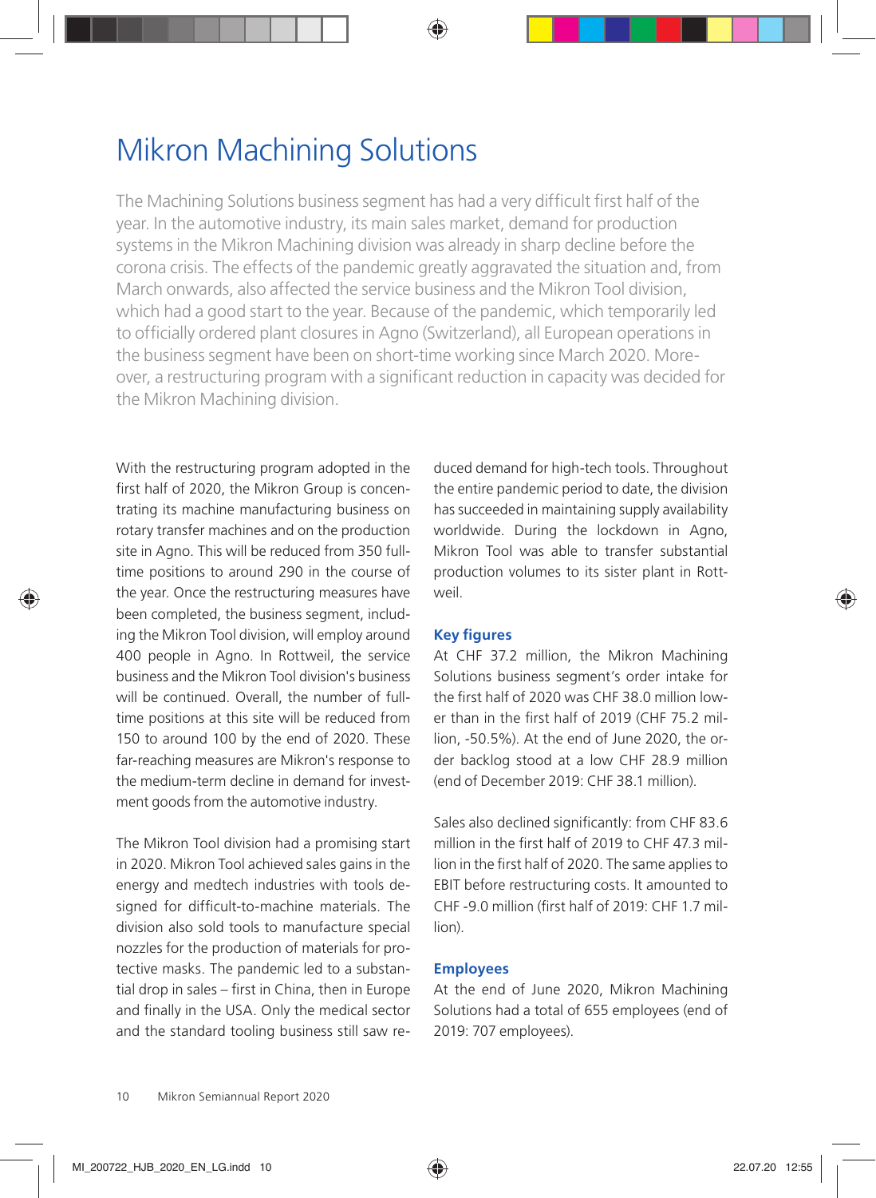# Mikron Machining Solutions

The Machining Solutions business segment has had a very difficult first half of the year. In the automotive industry, its main sales market, demand for production systems in the Mikron Machining division was already in sharp decline before the corona crisis. The effects of the pandemic greatly aggravated the situation and, from March onwards, also affected the service business and the Mikron Tool division, which had a good start to the year. Because of the pandemic, which temporarily led to officially ordered plant closures in Agno (Switzerland), all European operations in the business segment have been on short-time working since March 2020. Moreover, a restructuring program with a significant reduction in capacity was decided for the Mikron Machining division.

With the restructuring program adopted in the first half of 2020, the Mikron Group is concentrating its machine manufacturing business on rotary transfer machines and on the production site in Agno. This will be reduced from 350 full-time positions to around 290 in the course of the year. Once the restructuring measures have been completed, the business segment, including the Mikron Tool division, will employ around 400 people in Agno. In Rottweil, the service business and the Mikron Tool division's business will be continued. Overall, the number of full-time positions at this site will be reduced from 150 to around 100 by the end of 2020. These far-reaching measures are Mikron's response to the medium-term decline in demand for investment goods from the automotive industry.

The Mikron Tool division had a promising start in 2020. Mikron Tool achieved sales gains in the energy and medtech industries with tools designed for difficult-to-machine materials. The division also sold tools to manufacture special nozzles for the production of materials for protective masks. The pandemic led to a substantial drop in sales – first in China, then in Europe and finally in the USA. Only the medical sector and the standard tooling business still saw reduced demand for high-tech tools. Throughout the entire pandemic period to date, the division has succeeded in maintaining supply availability worldwide. During the lockdown in Agno, Mikron Tool was able to transfer substantial production volumes to its sister plant in Rottweil.

### Key figures

At CHF 37.2 million, the Mikron Machining Solutions business segment's order intake for the first half of 2020 was CHF 38.0 million lower than in the first half of 2019 (CHF 75.2 million, -50.5%). At the end of June 2020, the order backlog stood at a low CHF 28.9 million (end of December 2019: CHF 38.1 million).

Sales also declined significantly: from CHF 83.6 million in the first half of 2019 to CHF 47.3 million in the first half of 2020. The same applies to EBIT before restructuring costs. It amounted to CHF -9.0 million (first half of 2019: CHF 1.7 million).

### Employees

At the end of June 2020, Mikron Machining Solutions had a total of 655 employees (end of 2019: 707 employees).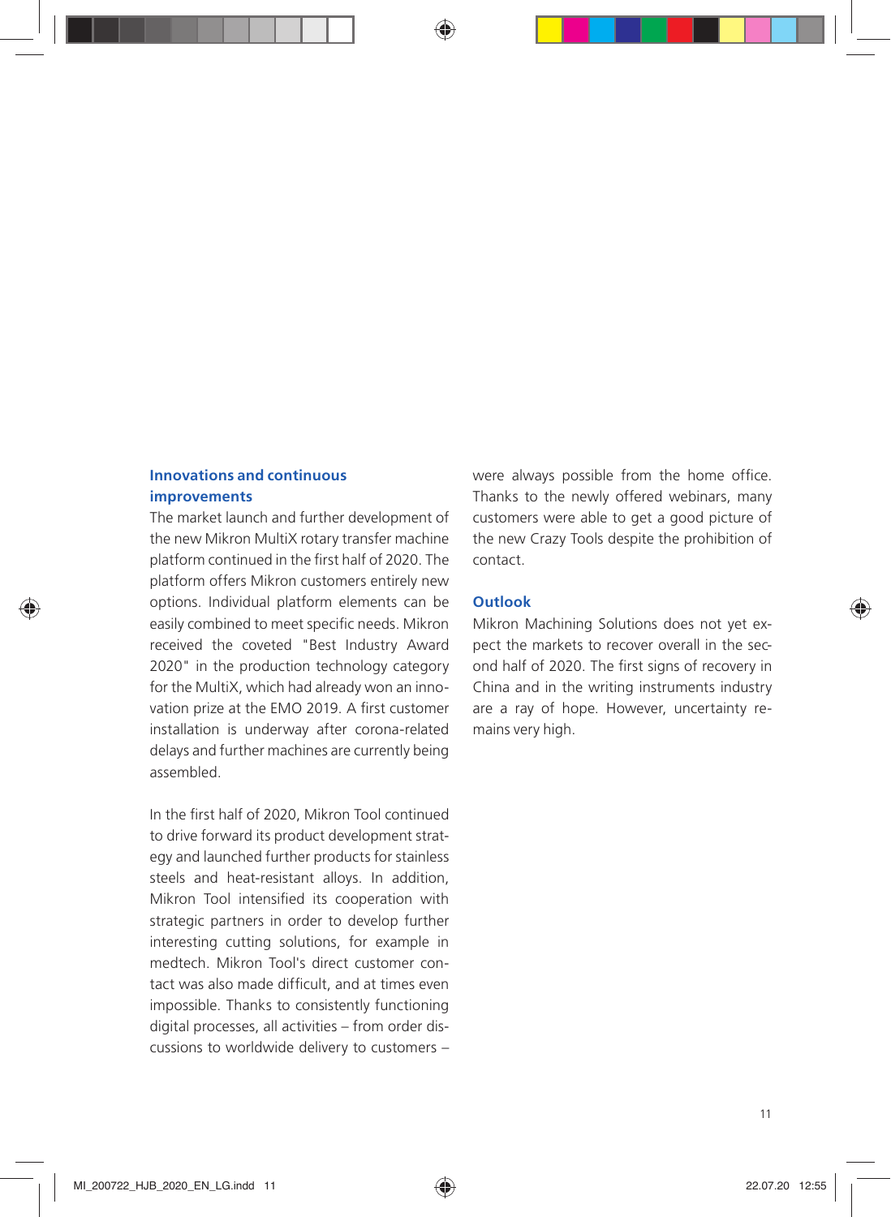## Innovations and continuous improvements

The market launch and further development of the new Mikron MultiX rotary transfer machine platform continued in the first half of 2020. The platform offers Mikron customers entirely new options. Individual platform elements can be easily combined to meet specific needs. Mikron received the coveted "Best Industry Award 2020" in the production technology category for the MultiX, which had already won an innovation prize at the EMO 2019. A first customer installation is underway after corona-related delays and further machines are currently being assembled.

In the first half of 2020, Mikron Tool continued to drive forward its product development strategy and launched further products for stainless steels and heat-resistant alloys. In addition, Mikron Tool intensified its cooperation with strategic partners in order to develop further interesting cutting solutions, for example in medtech. Mikron Tool's direct customer contact was also made difficult, and at times even impossible. Thanks to consistently functioning digital processes, all activities – from order discussions to worldwide delivery to customers – were always possible from the home office. Thanks to the newly offered webinars, many customers were able to get a good picture of the new Crazy Tools despite the prohibition of contact.

## Outlook

Mikron Machining Solutions does not yet expect the markets to recover overall in the second half of 2020. The first signs of recovery in China and in the writing instruments industry are a ray of hope. However, uncertainty remains very high.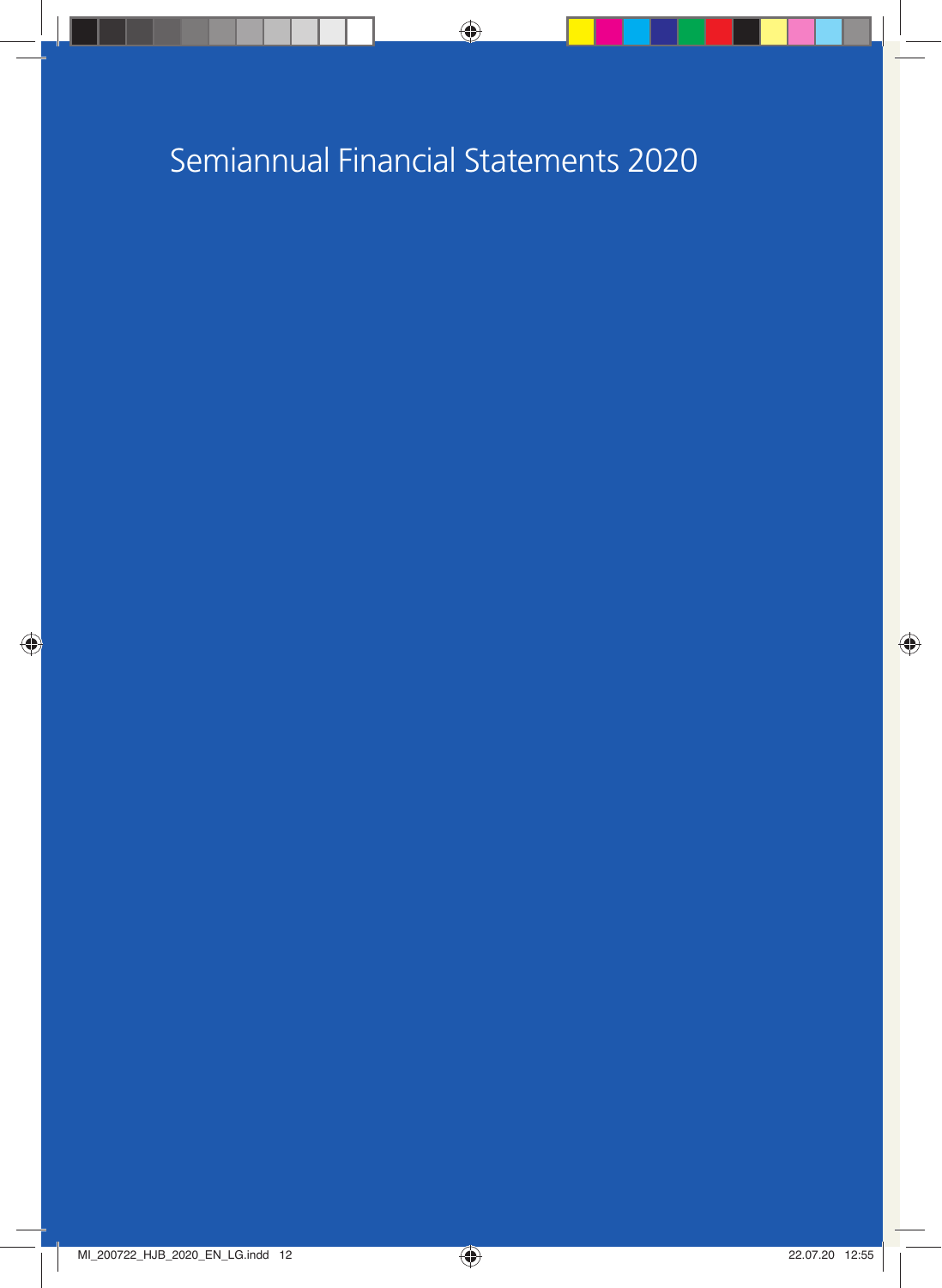# Semiannual Financial Statements 2020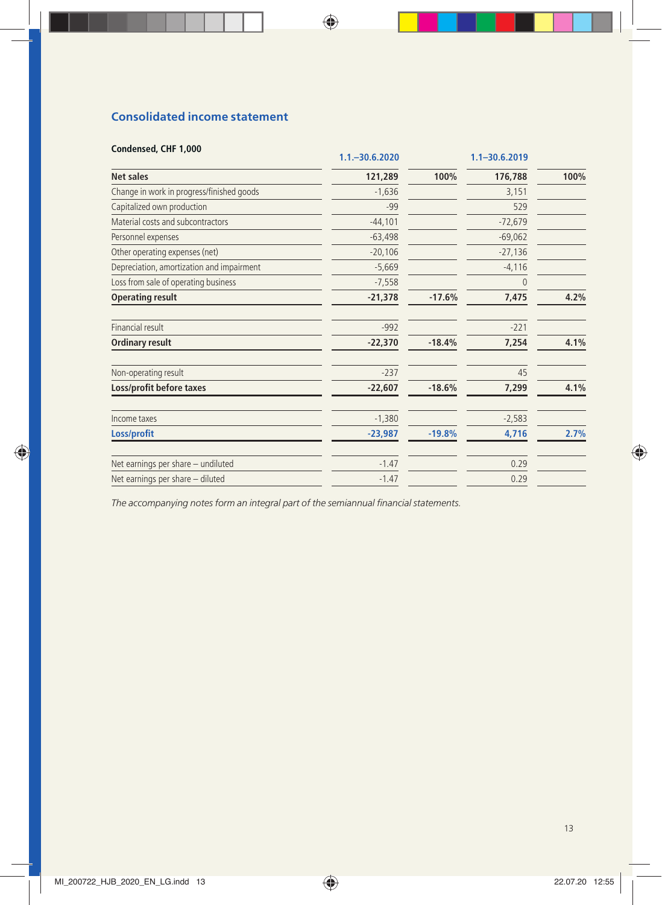## Consolidated income statement

| Condensed, CHF 1,000 | 1.1.–30.6.2020 | | 1.1–30.6.2019 | |
|---|---|---|---|---|
| **Net sales** | **121,289** | **100%** | **176,788** | **100%** |
| Change in work in progress/finished goods | -1,636 | | 3,151 | |
| Capitalized own production | -99 | | 529 | |
| Material costs and subcontractors | -44,101 | | -72,679 | |
| Personnel expenses | -63,498 | | -69,062 | |
| Other operating expenses (net) | -20,106 | | -27,136 | |
| Depreciation, amortization and impairment | -5,669 | | -4,116 | |
| Loss from sale of operating business | -7,558 | | 0 | |
| **Operating result** | **-21,378** | **-17.6%** | **7,475** | **4.2%** |
| Financial result | -992 | | -221 | |
| **Ordinary result** | **-22,370** | **-18.4%** | **7,254** | **4.1%** |
| Non-operating result | -237 | | 45 | |
| **Loss/profit before taxes** | **-22,607** | **-18.6%** | **7,299** | **4.1%** |
| Income taxes | -1,380 | | -2,583 | |
| **Loss/profit** | **-23,987** | **-19.8%** | **4,716** | **2.7%** |
| Net earnings per share – undiluted | -1.47 | | 0.29 | |
| Net earnings per share – diluted | -1.47 | | 0.29 | |

*The accompanying notes form an integral part of the semiannual financial statements.*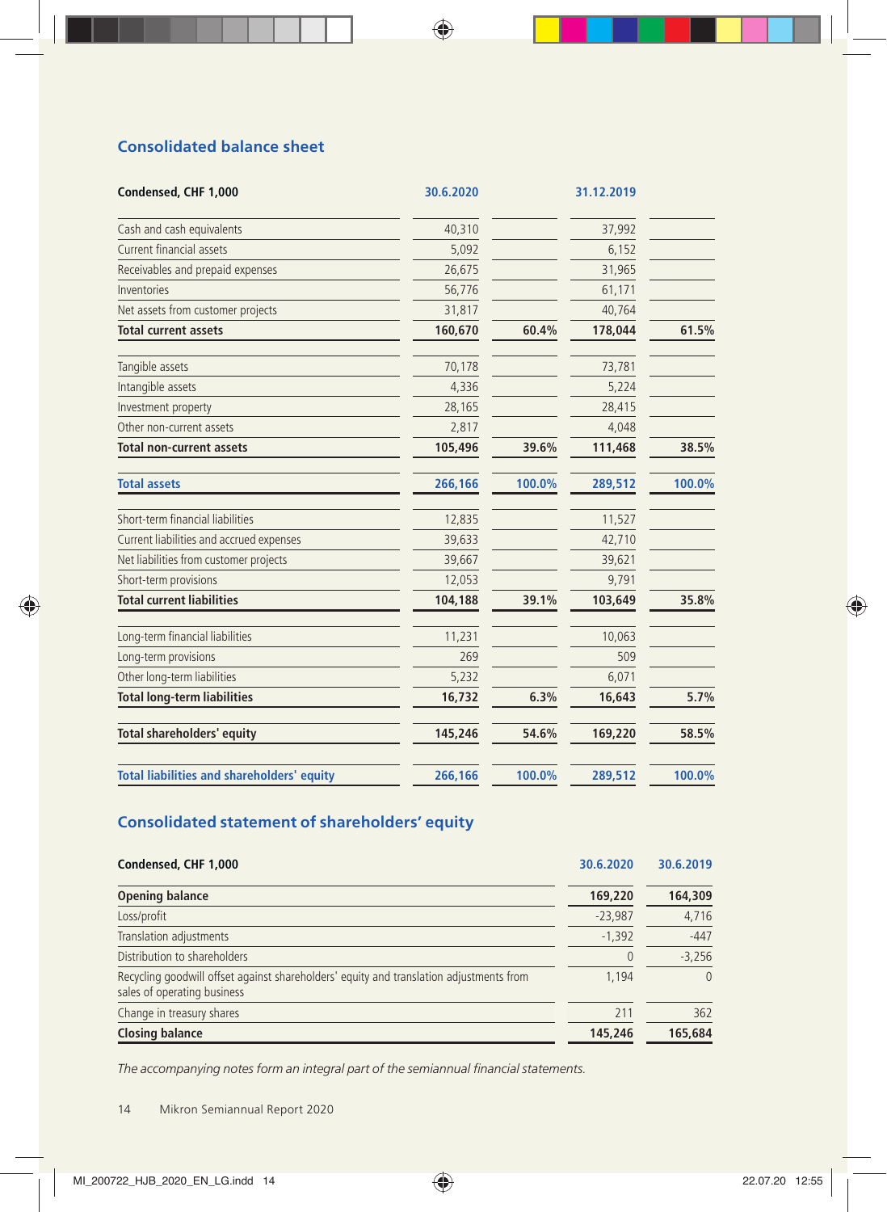## Consolidated balance sheet

| Condensed, CHF 1,000 | 30.6.2020 | | 31.12.2019 | |
|---|---|---|---|---|
| Cash and cash equivalents | 40,310 | | 37,992 | |
| Current financial assets | 5,092 | | 6,152 | |
| Receivables and prepaid expenses | 26,675 | | 31,965 | |
| Inventories | 56,776 | | 61,171 | |
| Net assets from customer projects | 31,817 | | 40,764 | |
| **Total current assets** | **160,670** | **60.4%** | **178,044** | **61.5%** |
| Tangible assets | 70,178 | | 73,781 | |
| Intangible assets | 4,336 | | 5,224 | |
| Investment property | 28,165 | | 28,415 | |
| Other non-current assets | 2,817 | | 4,048 | |
| **Total non-current assets** | **105,496** | **39.6%** | **111,468** | **38.5%** |
| **Total assets** | **266,166** | **100.0%** | **289,512** | **100.0%** |
| Short-term financial liabilities | 12,835 | | 11,527 | |
| Current liabilities and accrued expenses | 39,633 | | 42,710 | |
| Net liabilities from customer projects | 39,667 | | 39,621 | |
| Short-term provisions | 12,053 | | 9,791 | |
| **Total current liabilities** | **104,188** | **39.1%** | **103,649** | **35.8%** |
| Long-term financial liabilities | 11,231 | | 10,063 | |
| Long-term provisions | 269 | | 509 | |
| Other long-term liabilities | 5,232 | | 6,071 | |
| **Total long-term liabilities** | **16,732** | **6.3%** | **16,643** | **5.7%** |
| **Total shareholders' equity** | **145,246** | **54.6%** | **169,220** | **58.5%** |
| **Total liabilities and shareholders' equity** | **266,166** | **100.0%** | **289,512** | **100.0%** |

## Consolidated statement of shareholders' equity

| Condensed, CHF 1,000 | 30.6.2020 | 30.6.2019 |
|---|---|---|
| **Opening balance** | **169,220** | **164,309** |
| Loss/profit | -23,987 | 4,716 |
| Translation adjustments | -1,392 | -447 |
| Distribution to shareholders | 0 | -3,256 |
| Recycling goodwill offset against shareholders' equity and translation adjustments from sales of operating business | 1,194 | 0 |
| Change in treasury shares | 211 | 362 |
| **Closing balance** | **145,246** | **165,684** |

*The accompanying notes form an integral part of the semiannual financial statements.*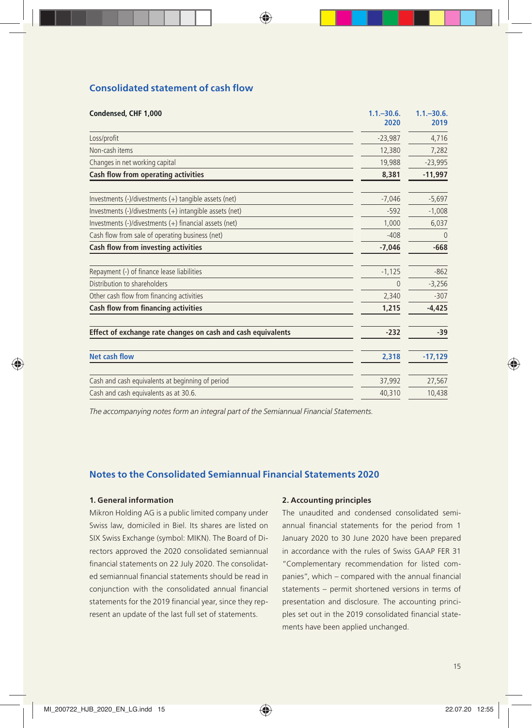## Consolidated statement of cash flow

| Condensed, CHF 1,000 | 1.1.–30.6. 2020 | 1.1.–30.6. 2019 |
|---|---|---|
| Loss/profit | -23,987 | 4,716 |
| Non-cash items | 12,380 | 7,282 |
| Changes in net working capital | 19,988 | -23,995 |
| **Cash flow from operating activities** | **8,381** | **-11,997** |
| | | |
| Investments (-)/divestments (+) tangible assets (net) | -7,046 | -5,697 |
| Investments (-)/divestments (+) intangible assets (net) | -592 | -1,008 |
| Investments (-)/divestments (+) financial assets (net) | 1,000 | 6,037 |
| Cash flow from sale of operating business (net) | -408 | 0 |
| **Cash flow from investing activities** | **-7,046** | **-668** |
| | | |
| Repayment (-) of finance lease liabilities | -1,125 | -862 |
| Distribution to shareholders | 0 | -3,256 |
| Other cash flow from financing activities | 2,340 | -307 |
| **Cash flow from financing activities** | **1,215** | **-4,425** |
| | | |
| **Effect of exchange rate changes on cash and cash equivalents** | **-232** | **-39** |
| | | |
| **Net cash flow** | **2,318** | **-17,129** |
| | | |
| Cash and cash equivalents at beginning of period | 37,992 | 27,567 |
| Cash and cash equivalents as at 30.6. | 40,310 | 10,438 |

*The accompanying notes form an integral part of the Semiannual Financial Statements.*

## Notes to the Consolidated Semiannual Financial Statements 2020

### 1. General information

Mikron Holding AG is a public limited company under Swiss law, domiciled in Biel. Its shares are listed on SIX Swiss Exchange (symbol: MIKN). The Board of Directors approved the 2020 consolidated semiannual financial statements on 22 July 2020. The consolidated semiannual financial statements should be read in conjunction with the consolidated annual financial statements for the 2019 financial year, since they represent an update of the last full set of statements.

### 2. Accounting principles

The unaudited and condensed consolidated semiannual financial statements for the period from 1 January 2020 to 30 June 2020 have been prepared in accordance with the rules of Swiss GAAP FER 31 "Complementary recommendation for listed companies", which – compared with the annual financial statements – permit shortened versions in terms of presentation and disclosure. The accounting principles set out in the 2019 consolidated financial statements have been applied unchanged.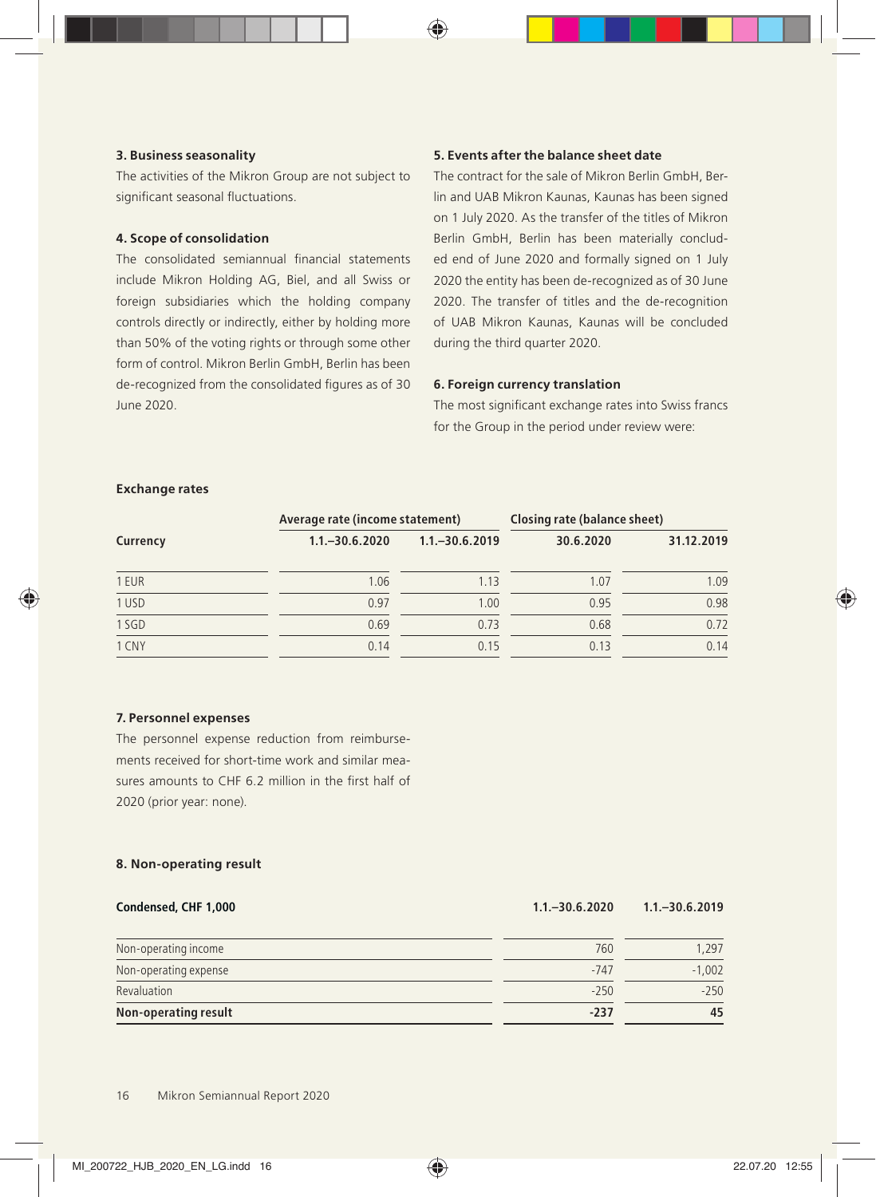### 3. Business seasonality

The activities of the Mikron Group are not subject to significant seasonal fluctuations.

### 4. Scope of consolidation

The consolidated semiannual financial statements include Mikron Holding AG, Biel, and all Swiss or foreign subsidiaries which the holding company controls directly or indirectly, either by holding more than 50% of the voting rights or through some other form of control. Mikron Berlin GmbH, Berlin has been de-recognized from the consolidated figures as of 30 June 2020.

### 5. Events after the balance sheet date

The contract for the sale of Mikron Berlin GmbH, Berlin and UAB Mikron Kaunas, Kaunas has been signed on 1 July 2020. As the transfer of the titles of Mikron Berlin GmbH, Berlin has been materially concluded end of June 2020 and formally signed on 1 July 2020 the entity has been de-recognized as of 30 June 2020. The transfer of titles and the de-recognition of UAB Mikron Kaunas, Kaunas will be concluded during the third quarter 2020.

### 6. Foreign currency translation

The most significant exchange rates into Swiss francs for the Group in the period under review were:

**Exchange rates**

| | Average rate (income statement) | | Closing rate (balance sheet) | |
|---|---|---|---|---|
| **Currency** | **1.1.–30.6.2020** | **1.1.–30.6.2019** | **30.6.2020** | **31.12.2019** |
| 1 EUR | 1.06 | 1.13 | 1.07 | 1.09 |
| 1 USD | 0.97 | 1.00 | 0.95 | 0.98 |
| 1 SGD | 0.69 | 0.73 | 0.68 | 0.72 |
| 1 CNY | 0.14 | 0.15 | 0.13 | 0.14 |

### 7. Personnel expenses

The personnel expense reduction from reimbursements received for short-time work and similar measures amounts to CHF 6.2 million in the first half of 2020 (prior year: none).

### 8. Non-operating result

| Condensed, CHF 1,000 | 1.1.–30.6.2020 | 1.1.–30.6.2019 |
|---|---|---|
| Non-operating income | 760 | 1,297 |
| Non-operating expense | -747 | -1,002 |
| Revaluation | -250 | -250 |
| **Non-operating result** | **-237** | **45** |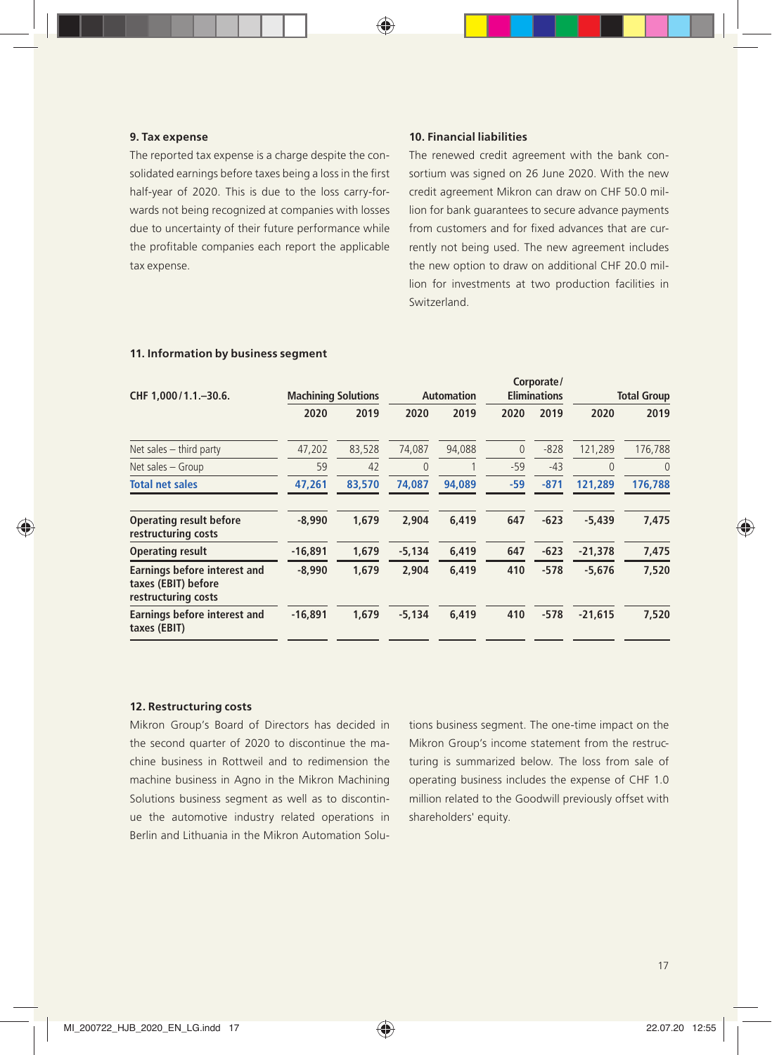### 9. Tax expense

The reported tax expense is a charge despite the consolidated earnings before taxes being a loss in the first half-year of 2020. This is due to the loss carry-forwards not being recognized at companies with losses due to uncertainty of their future performance while the profitable companies each report the applicable tax expense.

### 10. Financial liabilities

The renewed credit agreement with the bank consortium was signed on 26 June 2020. With the new credit agreement Mikron can draw on CHF 50.0 million for bank guarantees to secure advance payments from customers and for fixed advances that are currently not being used. The new agreement includes the new option to draw on additional CHF 20.0 million for investments at two production facilities in Switzerland.

### 11. Information by business segment

| CHF 1,000 / 1.1.–30.6. | Machining Solutions | | Automation | | Corporate/ Eliminations | | Total Group | |
|---|---|---|---|---|---|---|---|---|
| | 2020 | 2019 | 2020 | 2019 | 2020 | 2019 | 2020 | 2019 |
| Net sales – third party | 47,202 | 83,528 | 74,087 | 94,088 | 0 | -828 | 121,289 | 176,788 |
| Net sales – Group | 59 | 42 | 0 | 1 | -59 | -43 | 0 | 0 |
| **Total net sales** | **47,261** | **83,570** | **74,087** | **94,089** | **-59** | **-871** | **121,289** | **176,788** |
| **Operating result before restructuring costs** | **-8,990** | **1,679** | **2,904** | **6,419** | **647** | **-623** | **-5,439** | **7,475** |
| **Operating result** | **-16,891** | **1,679** | **-5,134** | **6,419** | **647** | **-623** | **-21,378** | **7,475** |
| **Earnings before interest and taxes (EBIT) before restructuring costs** | **-8,990** | **1,679** | **2,904** | **6,419** | **410** | **-578** | **-5,676** | **7,520** |
| **Earnings before interest and taxes (EBIT)** | **-16,891** | **1,679** | **-5,134** | **6,419** | **410** | **-578** | **-21,615** | **7,520** |

### 12. Restructuring costs

Mikron Group's Board of Directors has decided in the second quarter of 2020 to discontinue the machine business in Rottweil and to redimension the machine business in Agno in the Mikron Machining Solutions business segment as well as to discontinue the automotive industry related operations in Berlin and Lithuania in the Mikron Automation Solutions business segment. The one-time impact on the Mikron Group's income statement from the restructuring is summarized below. The loss from sale of operating business includes the expense of CHF 1.0 million related to the Goodwill previously offset with shareholders' equity.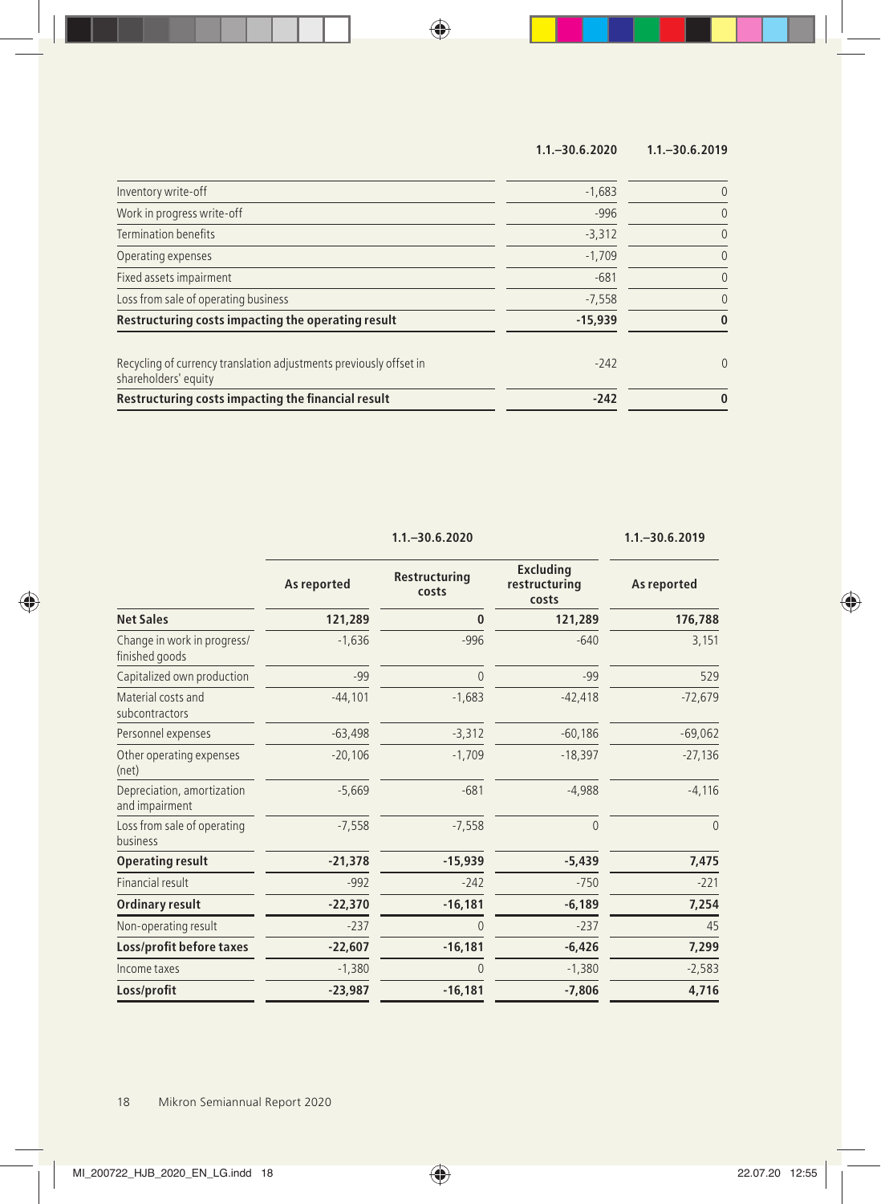| | 1.1.–30.6.2020 | 1.1.–30.6.2019 |
|---|---|---|
| Inventory write-off | -1,683 | 0 |
| Work in progress write-off | -996 | 0 |
| Termination benefits | -3,312 | 0 |
| Operating expenses | -1,709 | 0 |
| Fixed assets impairment | -681 | 0 |
| Loss from sale of operating business | -7,558 | 0 |
| **Restructuring costs impacting the operating result** | **-15,939** | **0** |
| Recycling of currency translation adjustments previously offset in shareholders' equity | -242 | 0 |
| **Restructuring costs impacting the financial result** | **-242** | **0** |

| | 1.1.–30.6.2020 | | | 1.1.–30.6.2019 |
|---|---|---|---|---|
| | As reported | Restructuring costs | Excluding restructuring costs | As reported |
| **Net Sales** | **121,289** | **0** | **121,289** | **176,788** |
| Change in work in progress/ finished goods | -1,636 | -996 | -640 | 3,151 |
| Capitalized own production | -99 | 0 | -99 | 529 |
| Material costs and subcontractors | -44,101 | -1,683 | -42,418 | -72,679 |
| Personnel expenses | -63,498 | -3,312 | -60,186 | -69,062 |
| Other operating expenses (net) | -20,106 | -1,709 | -18,397 | -27,136 |
| Depreciation, amortization and impairment | -5,669 | -681 | -4,988 | -4,116 |
| Loss from sale of operating business | -7,558 | -7,558 | 0 | 0 |
| **Operating result** | **-21,378** | **-15,939** | **-5,439** | **7,475** |
| Financial result | -992 | -242 | -750 | -221 |
| **Ordinary result** | **-22,370** | **-16,181** | **-6,189** | **7,254** |
| Non-operating result | -237 | 0 | -237 | 45 |
| **Loss/profit before taxes** | **-22,607** | **-16,181** | **-6,426** | **7,299** |
| Income taxes | -1,380 | 0 | -1,380 | -2,583 |
| **Loss/profit** | **-23,987** | **-16,181** | **-7,806** | **4,716** |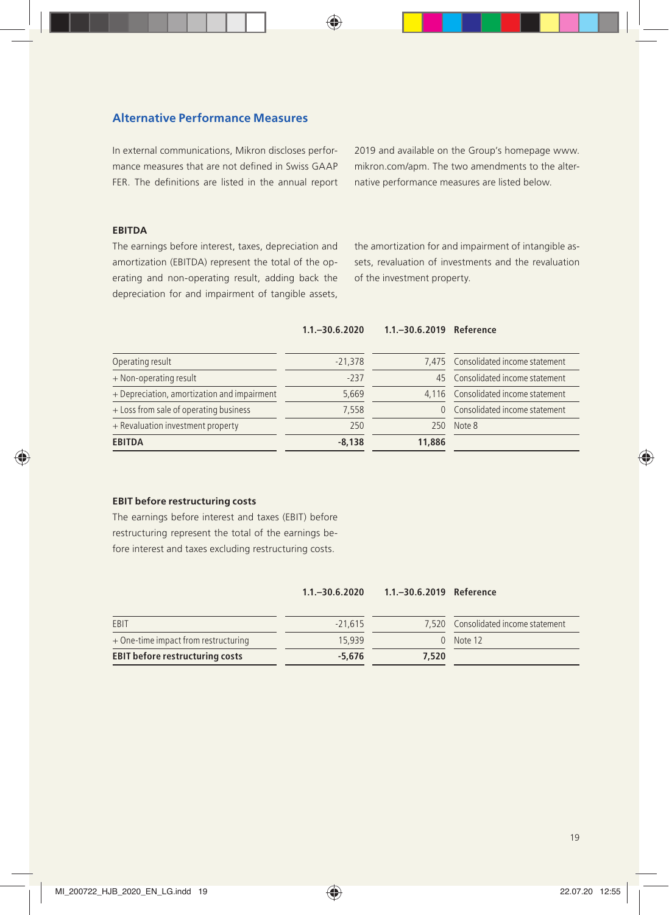## Alternative Performance Measures

In external communications, Mikron discloses performance measures that are not defined in Swiss GAAP FER. The definitions are listed in the annual report 2019 and available on the Group's homepage www.mikron.com/apm. The two amendments to the alternative performance measures are listed below.

### EBITDA

The earnings before interest, taxes, depreciation and amortization (EBITDA) represent the total of the operating and non-operating result, adding back the depreciation for and impairment of tangible assets, the amortization for and impairment of intangible assets, revaluation of investments and the revaluation of the investment property.

| | 1.1.–30.6.2020 | 1.1.–30.6.2019 | Reference |
|---|---|---|---|
| Operating result | -21,378 | 7,475 | Consolidated income statement |
| + Non-operating result | -237 | 45 | Consolidated income statement |
| + Depreciation, amortization and impairment | 5,669 | 4,116 | Consolidated income statement |
| + Loss from sale of operating business | 7,558 | 0 | Consolidated income statement |
| + Revaluation investment property | 250 | 250 | Note 8 |
| **EBITDA** | **-8,138** | **11,886** | |

### EBIT before restructuring costs

The earnings before interest and taxes (EBIT) before restructuring represent the total of the earnings before interest and taxes excluding restructuring costs.

| | 1.1.–30.6.2020 | 1.1.–30.6.2019 | Reference |
|---|---|---|---|
| EBIT | -21,615 | 7,520 | Consolidated income statement |
| + One-time impact from restructuring | 15,939 | 0 | Note 12 |
| **EBIT before restructuring costs** | **-5,676** | **7,520** | |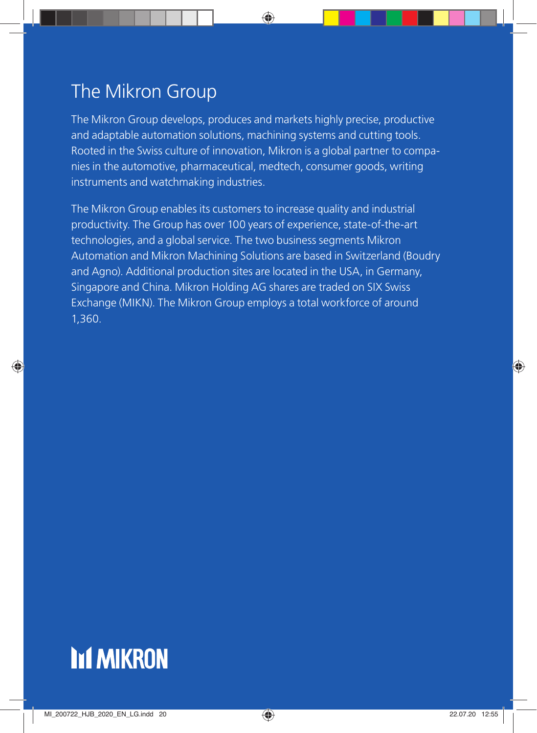# The Mikron Group

The Mikron Group develops, produces and markets highly precise, productive and adaptable automation solutions, machining systems and cutting tools. Rooted in the Swiss culture of innovation, Mikron is a global partner to companies in the automotive, pharmaceutical, medtech, consumer goods, writing instruments and watchmaking industries.

The Mikron Group enables its customers to increase quality and industrial productivity. The Group has over 100 years of experience, state-of-the-art technologies, and a global service. The two business segments Mikron Automation and Mikron Machining Solutions are based in Switzerland (Boudry and Agno). Additional production sites are located in the USA, in Germany, Singapore and China. Mikron Holding AG shares are traded on SIX Swiss Exchange (MIKN). The Mikron Group employs a total workforce of around 1,360.

MIKRON